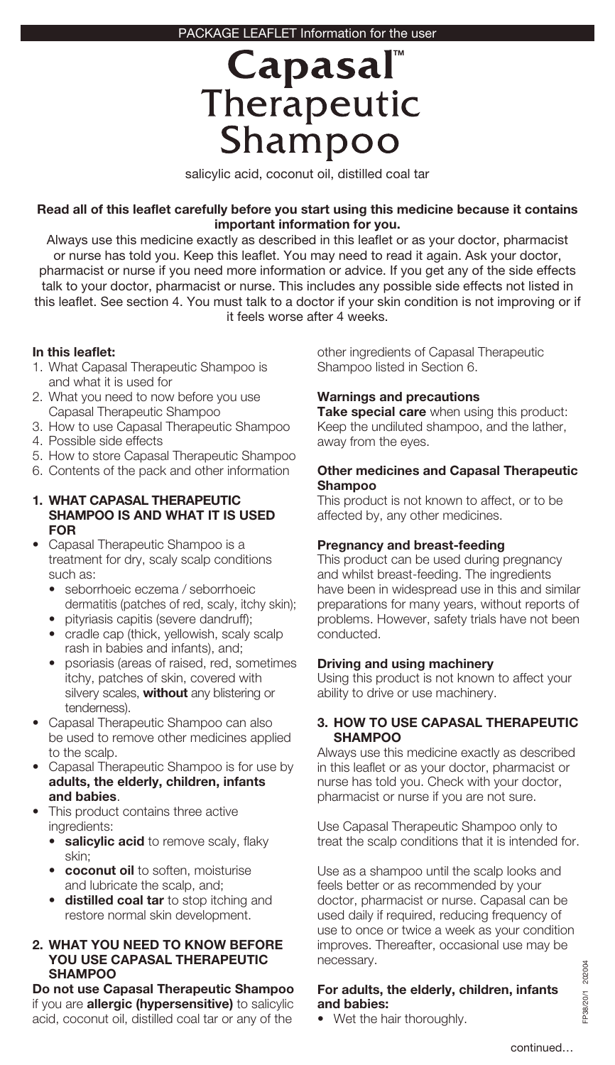PACKAGE LEAFLET Information for the user

# Capasal™ Therapeutic Shampoo

salicylic acid, coconut oil, distilled coal tar

**Read all of this leaflet carefully before you start using this medicine because it contains important information for you.**

Always use this medicine exactly as described in this leaflet or as your doctor, pharmacist or nurse has told you. Keep this leaflet. You may need to read it again. Ask your doctor, pharmacist or nurse if you need more information or advice. If you get any of the side effects talk to your doctor, pharmacist or nurse. This includes any possible side effects not listed in this leaflet. See section 4. You must talk to a doctor if your skin condition is not improving or if it feels worse after 4 weeks.

**In this leaflet:**

1. What Capasal Therapeutic Shampoo is and what it is used for
2. What you need to now before you use Capasal Therapeutic Shampoo
3. How to use Capasal Therapeutic Shampoo
4. Possible side effects
5. How to store Capasal Therapeutic Shampoo
6. Contents of the pack and other information

## 1. WHAT CAPASAL THERAPEUTIC SHAMPOO IS AND WHAT IT IS USED FOR

- Capasal Therapeutic Shampoo is a treatment for dry, scaly scalp conditions such as:
  - seborrhoeic eczema / seborrhoeic dermatitis (patches of red, scaly, itchy skin);
  - pityriasis capitis (severe dandruff);
  - cradle cap (thick, yellowish, scaly scalp rash in babies and infants), and;
  - psoriasis (areas of raised, red, sometimes itchy, patches of skin, covered with silvery scales, **without** any blistering or tenderness).
- Capasal Therapeutic Shampoo can also be used to remove other medicines applied to the scalp.
- Capasal Therapeutic Shampoo is for use by **adults, the elderly, children, infants and babies**.
- This product contains three active ingredients:
  - **salicylic acid** to remove scaly, flaky skin;
  - **coconut oil** to soften, moisturise and lubricate the scalp, and;
  - **distilled coal tar** to stop itching and restore normal skin development.

## 2. WHAT YOU NEED TO KNOW BEFORE YOU USE CAPASAL THERAPEUTIC SHAMPOO

**Do not use Capasal Therapeutic Shampoo** if you are **allergic (hypersensitive)** to salicylic acid, coconut oil, distilled coal tar or any of the other ingredients of Capasal Therapeutic Shampoo listed in Section 6.

**Warnings and precautions**

**Take special care** when using this product: Keep the undiluted shampoo, and the lather, away from the eyes.

**Other medicines and Capasal Therapeutic Shampoo**

This product is not known to affect, or to be affected by, any other medicines.

**Pregnancy and breast-feeding**

This product can be used during pregnancy and whilst breast-feeding. The ingredients have been in widespread use in this and similar preparations for many years, without reports of problems. However, safety trials have not been conducted.

**Driving and using machinery**

Using this product is not known to affect your ability to drive or use machinery.

## 3. HOW TO USE CAPASAL THERAPEUTIC SHAMPOO

Always use this medicine exactly as described in this leaflet or as your doctor, pharmacist or nurse has told you. Check with your doctor, pharmacist or nurse if you are not sure.

Use Capasal Therapeutic Shampoo only to treat the scalp conditions that it is intended for.

Use as a shampoo until the scalp looks and feels better or as recommended by your doctor, pharmacist or nurse. Capasal can be used daily if required, reducing frequency of use to once or twice a week as your condition improves. Thereafter, occasional use may be necessary.

**For adults, the elderly, children, infants and babies:**

- Wet the hair thoroughly.

continued…

FP38/20/1 202004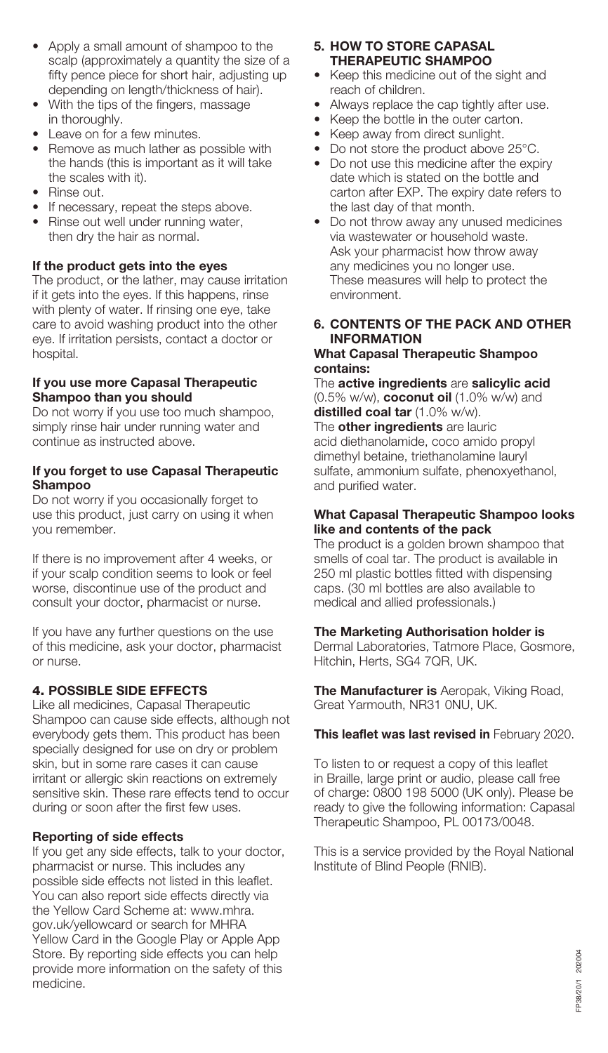- Apply a small amount of shampoo to the scalp (approximately a quantity the size of a fifty pence piece for short hair, adjusting up depending on length/thickness of hair).
- With the tips of the fingers, massage in thoroughly.
- Leave on for a few minutes.
- Remove as much lather as possible with the hands (this is important as it will take the scales with it).
- Rinse out.
- If necessary, repeat the steps above.
- Rinse out well under running water, then dry the hair as normal.

**If the product gets into the eyes**

The product, or the lather, may cause irritation if it gets into the eyes. If this happens, rinse with plenty of water. If rinsing one eye, take care to avoid washing product into the other eye. If irritation persists, contact a doctor or hospital.

**If you use more Capasal Therapeutic Shampoo than you should**

Do not worry if you use too much shampoo, simply rinse hair under running water and continue as instructed above.

**If you forget to use Capasal Therapeutic Shampoo**

Do not worry if you occasionally forget to use this product, just carry on using it when you remember.

If there is no improvement after 4 weeks, or if your scalp condition seems to look or feel worse, discontinue use of the product and consult your doctor, pharmacist or nurse.

If you have any further questions on the use of this medicine, ask your doctor, pharmacist or nurse.

## 4. POSSIBLE SIDE EFFECTS

Like all medicines, Capasal Therapeutic Shampoo can cause side effects, although not everybody gets them. This product has been specially designed for use on dry or problem skin, but in some rare cases it can cause irritant or allergic skin reactions on extremely sensitive skin. These rare effects tend to occur during or soon after the first few uses.

**Reporting of side effects**

If you get any side effects, talk to your doctor, pharmacist or nurse. This includes any possible side effects not listed in this leaflet. You can also report side effects directly via the Yellow Card Scheme at: www.mhra.gov.uk/yellowcard or search for MHRA Yellow Card in the Google Play or Apple App Store. By reporting side effects you can help provide more information on the safety of this medicine.

## 5. HOW TO STORE CAPASAL THERAPEUTIC SHAMPOO

- Keep this medicine out of the sight and reach of children.
- Always replace the cap tightly after use.
- Keep the bottle in the outer carton.
- Keep away from direct sunlight.
- Do not store the product above 25°C.
- Do not use this medicine after the expiry date which is stated on the bottle and carton after EXP. The expiry date refers to the last day of that month.
- Do not throw away any unused medicines via wastewater or household waste. Ask your pharmacist how throw away any medicines you no longer use. These measures will help to protect the environment.

## 6. CONTENTS OF THE PACK AND OTHER INFORMATION

**What Capasal Therapeutic Shampoo contains:**

The **active ingredients** are **salicylic acid** (0.5% w/w), **coconut oil** (1.0% w/w) and **distilled coal tar** (1.0% w/w).

The **other ingredients** are lauric acid diethanolamide, coco amido propyl dimethyl betaine, triethanolamine lauryl sulfate, ammonium sulfate, phenoxyethanol, and purified water.

**What Capasal Therapeutic Shampoo looks like and contents of the pack**

The product is a golden brown shampoo that smells of coal tar. The product is available in 250 ml plastic bottles fitted with dispensing caps. (30 ml bottles are also available to medical and allied professionals.)

**The Marketing Authorisation holder is**

Dermal Laboratories, Tatmore Place, Gosmore, Hitchin, Herts, SG4 7QR, UK.

**The Manufacturer is** Aeropak, Viking Road, Great Yarmouth, NR31 0NU, UK.

**This leaflet was last revised in** February 2020.

To listen to or request a copy of this leaflet in Braille, large print or audio, please call free of charge: 0800 198 5000 (UK only). Please be ready to give the following information: Capasal Therapeutic Shampoo, PL 00173/0048.

This is a service provided by the Royal National Institute of Blind People (RNIB).

FP38/20/1 202004